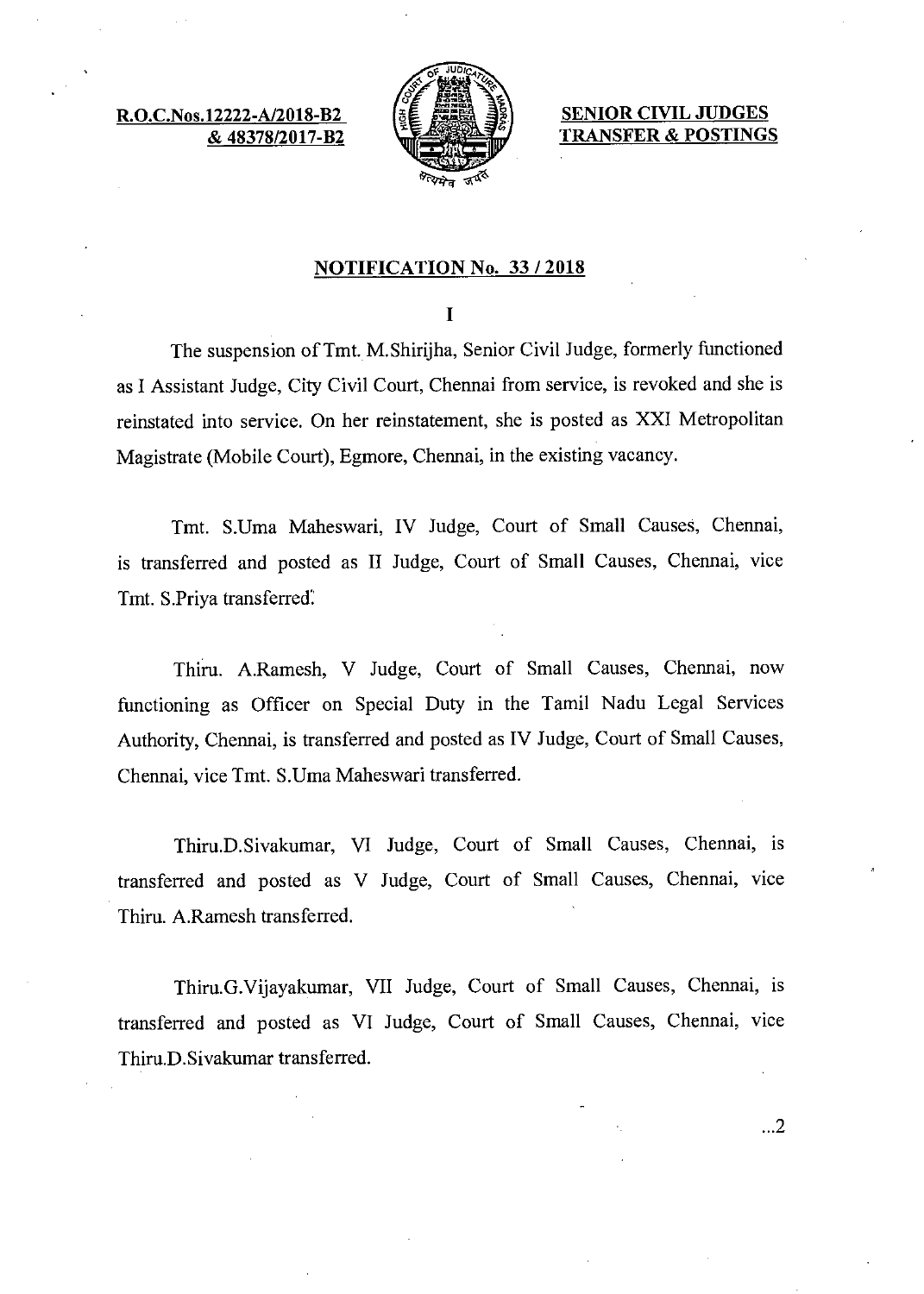**R.O.C.Nos.12222-A/2018-B2 & 48378/2017-B2**

**SENIOR CIVIL JUDGES TRANSFER & POSTINGS**

## NOTIFICATION No. 33 / 2018

I

The suspension of Tmt. M.Shirijha, Senior Civil Judge, formerly functioned as I Assistant Judge, City Civil Court, Chennai from service, is revoked and she is reinstated into service. On her reinstatement, she is posted as XXI Metropolitan Magistrate (Mobile Court), Egmore, Chennai, in the existing vacancy.

Tmt. S.Uma Maheswari, IV Judge, Court of Small Causes, Chennai, is transferred and posted as II Judge, Court of Small Causes, Chennai, vice Tmt. S.Priya transferred.

Thiru. A.Ramesh, V Judge, Court of Small Causes, Chennai, now functioning as Officer on Special Duty in the Tamil Nadu Legal Services Authority, Chennai, is transferred and posted as IV Judge, Court of Small Causes, Chennai, vice Tmt. S.Uma Maheswari transferred.

Thiru.D.Sivakumar, VI Judge, Court of Small Causes, Chennai, is transferred and posted as V Judge, Court of Small Causes, Chennai, vice Thiru. A.Ramesh transferred.

Thiru.G.Vijayakumar, VII Judge, Court of Small Causes, Chennai, is transferred and posted as VI Judge, Court of Small Causes, Chennai, vice Thiru.D.Sivakumar transferred.

...2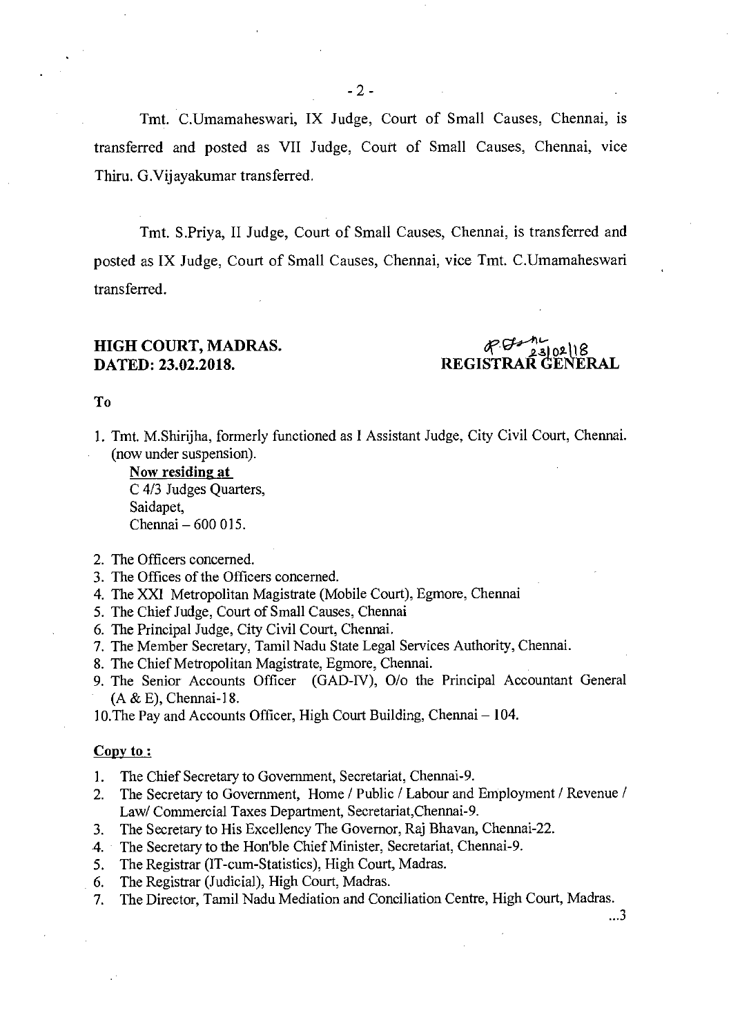Tmt. C.Umamaheswari, IX Judge, Court of Small Causes, Chennai, is transferred and posted as VII Judge, Court of Small Causes, Chennai, vice Thiru. G.Vijayakumar transferred.

Tmt. S.Priya, II Judge, Court of Small Causes, Chennai, is transferred and posted as IX Judge, Court of Small Causes, Chennai, vice Tmt. C.Umamaheswari transferred.

**HIGH COURT, MADRAS.**
**DATED: 23.02.2018.**

23/02/18
**REGISTRAR GENERAL**

To

1. Tmt. M.Shirijha, formerly functioned as I Assistant Judge, City Civil Court, Chennai. (now under suspension).

   **Now residing at**
   C 4/3 Judges Quarters,
   Saidapet,
   Chennai – 600 015.

2. The Officers concerned.
3. The Offices of the Officers concerned.
4. The XXI Metropolitan Magistrate (Mobile Court), Egmore, Chennai
5. The Chief Judge, Court of Small Causes, Chennai
6. The Principal Judge, City Civil Court, Chennai.
7. The Member Secretary, Tamil Nadu State Legal Services Authority, Chennai.
8. The Chief Metropolitan Magistrate, Egmore, Chennai.
9. The Senior Accounts Officer (GAD-IV), O/o the Principal Accountant General (A & E), Chennai-18.
10. The Pay and Accounts Officer, High Court Building, Chennai – 104.

**Copy to :**

1. The Chief Secretary to Government, Secretariat, Chennai-9.
2. The Secretary to Government, Home / Public / Labour and Employment / Revenue / Law/ Commercial Taxes Department, Secretariat,Chennai-9.
3. The Secretary to His Excellency The Governor, Raj Bhavan, Chennai-22.
4. The Secretary to the Hon'ble Chief Minister, Secretariat, Chennai-9.
5. The Registrar (IT-cum-Statistics), High Court, Madras.
6. The Registrar (Judicial), High Court, Madras.
7. The Director, Tamil Nadu Mediation and Conciliation Centre, High Court, Madras.

...3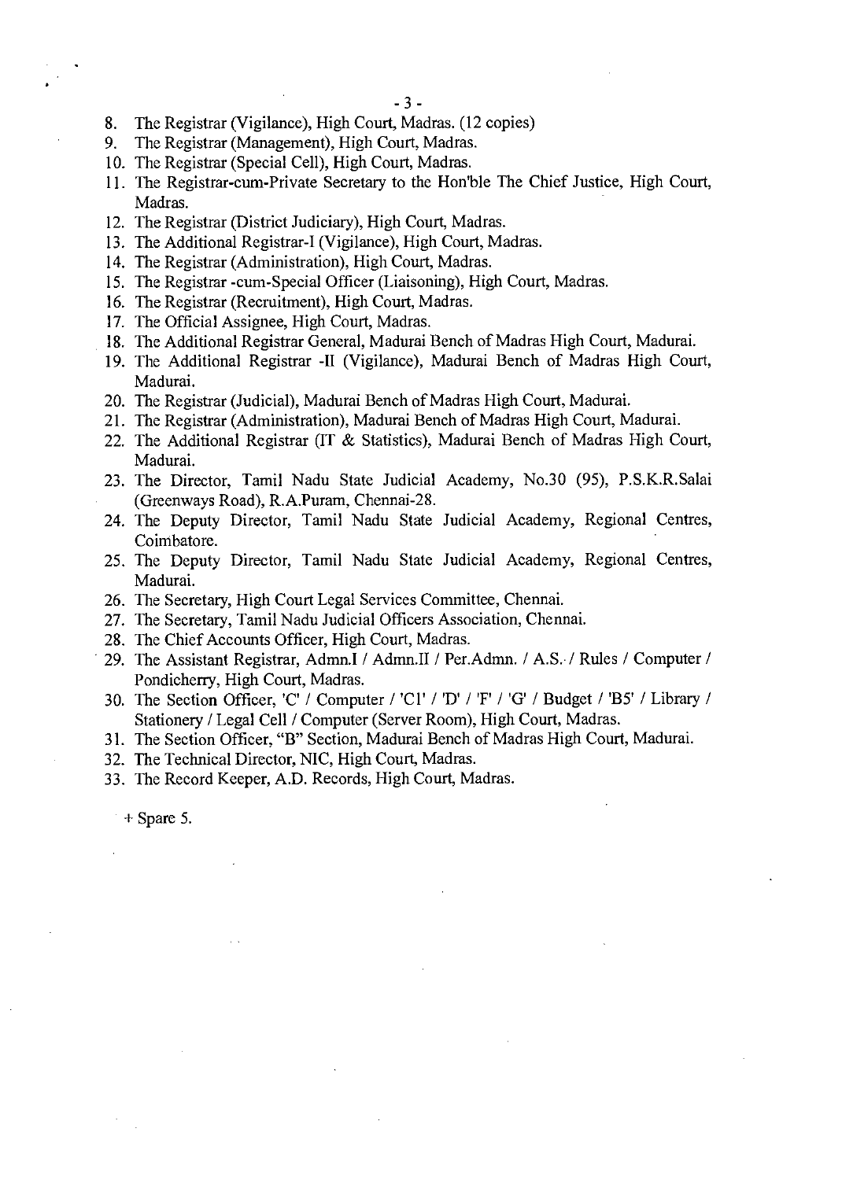8. The Registrar (Vigilance), High Court, Madras. (12 copies)
9. The Registrar (Management), High Court, Madras.
10. The Registrar (Special Cell), High Court, Madras.
11. The Registrar-cum-Private Secretary to the Hon'ble The Chief Justice, High Court, Madras.
12. The Registrar (District Judiciary), High Court, Madras.
13. The Additional Registrar-I (Vigilance), High Court, Madras.
14. The Registrar (Administration), High Court, Madras.
15. The Registrar -cum-Special Officer (Liaisoning), High Court, Madras.
16. The Registrar (Recruitment), High Court, Madras.
17. The Official Assignee, High Court, Madras.
18. The Additional Registrar General, Madurai Bench of Madras High Court, Madurai.
19. The Additional Registrar -II (Vigilance), Madurai Bench of Madras High Court, Madurai.
20. The Registrar (Judicial), Madurai Bench of Madras High Court, Madurai.
21. The Registrar (Administration), Madurai Bench of Madras High Court, Madurai.
22. The Additional Registrar (IT & Statistics), Madurai Bench of Madras High Court, Madurai.
23. The Director, Tamil Nadu State Judicial Academy, No.30 (95), P.S.K.R.Salai (Greenways Road), R.A.Puram, Chennai-28.
24. The Deputy Director, Tamil Nadu State Judicial Academy, Regional Centres, Coimbatore.
25. The Deputy Director, Tamil Nadu State Judicial Academy, Regional Centres, Madurai.
26. The Secretary, High Court Legal Services Committee, Chennai.
27. The Secretary, Tamil Nadu Judicial Officers Association, Chennai.
28. The Chief Accounts Officer, High Court, Madras.
29. The Assistant Registrar, Admn.I / Admn.II / Per.Admn. / A.S. / Rules / Computer / Pondicherry, High Court, Madras.
30. The Section Officer, 'C' / Computer / 'C1' / 'D' / 'F' / 'G' / Budget / 'B5' / Library / Stationery / Legal Cell / Computer (Server Room), High Court, Madras.
31. The Section Officer, "B" Section, Madurai Bench of Madras High Court, Madurai.
32. The Technical Director, NIC, High Court, Madras.
33. The Record Keeper, A.D. Records, High Court, Madras.

\+ Spare 5.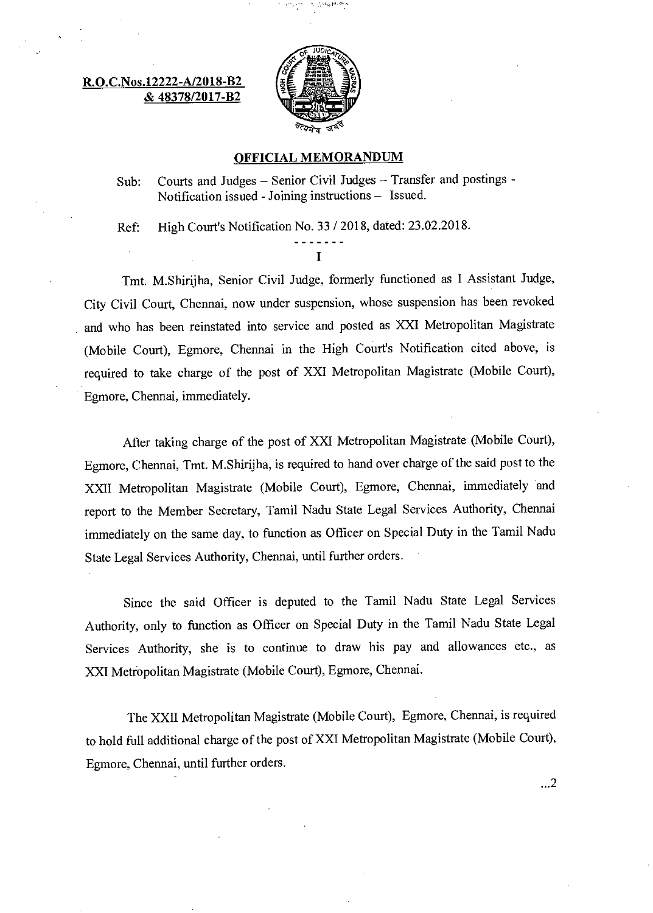**R.O.C.Nos.12222-A/2018-B2**
**& 48378/2017-B2**

## OFFICIAL MEMORANDUM

Sub: Courts and Judges – Senior Civil Judges – Transfer and postings - Notification issued - Joining instructions – Issued.

Ref: High Court's Notification No. 33 / 2018, dated: 23.02.2018.

-------

I

Tmt. M.Shirijha, Senior Civil Judge, formerly functioned as I Assistant Judge, City Civil Court, Chennai, now under suspension, whose suspension has been revoked and who has been reinstated into service and posted as XXI Metropolitan Magistrate (Mobile Court), Egmore, Chennai in the High Court's Notification cited above, is required to take charge of the post of XXI Metropolitan Magistrate (Mobile Court), Egmore, Chennai, immediately.

After taking charge of the post of XXI Metropolitan Magistrate (Mobile Court), Egmore, Chennai, Tmt. M.Shirijha, is required to hand over charge of the said post to the XXII Metropolitan Magistrate (Mobile Court), Egmore, Chennai, immediately and report to the Member Secretary, Tamil Nadu State Legal Services Authority, Chennai immediately on the same day, to function as Officer on Special Duty in the Tamil Nadu State Legal Services Authority, Chennai, until further orders.

Since the said Officer is deputed to the Tamil Nadu State Legal Services Authority, only to function as Officer on Special Duty in the Tamil Nadu State Legal Services Authority, she is to continue to draw his pay and allowances etc., as XXI Metropolitan Magistrate (Mobile Court), Egmore, Chennai.

The XXII Metropolitan Magistrate (Mobile Court), Egmore, Chennai, is required to hold full additional charge of the post of XXI Metropolitan Magistrate (Mobile Court), Egmore, Chennai, until further orders.

...2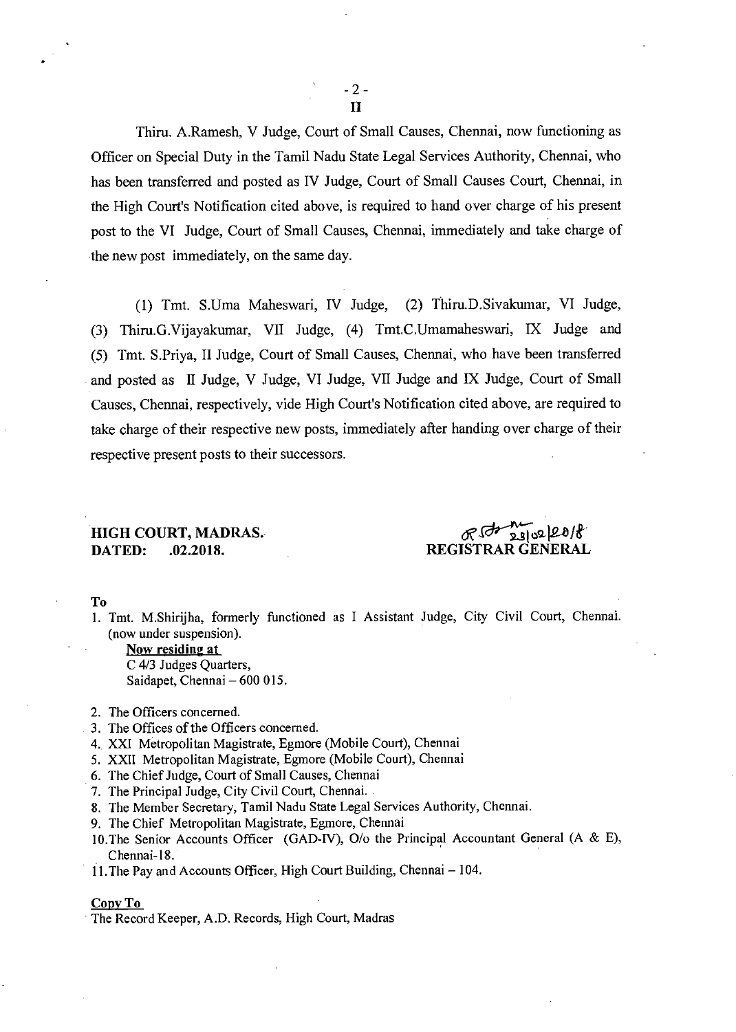II

Thiru. A.Ramesh, V Judge, Court of Small Causes, Chennai, now functioning as Officer on Special Duty in the Tamil Nadu State Legal Services Authority, Chennai, who has been transferred and posted as IV Judge, Court of Small Causes Court, Chennai, in the High Court's Notification cited above, is required to hand over charge of his present post to the VI Judge, Court of Small Causes, Chennai, immediately and take charge of the new post immediately, on the same day.

(1) Tmt. S.Uma Maheswari, IV Judge, (2) Thiru.D.Sivakumar, VI Judge, (3) Thiru.G.Vijayakumar, VII Judge, (4) Tmt.C.Umamaheswari, IX Judge and (5) Tmt. S.Priya, II Judge, Court of Small Causes, Chennai, who have been transferred and posted as II Judge, V Judge, VI Judge, VII Judge and IX Judge, Court of Small Causes, Chennai, respectively, vide High Court's Notification cited above, are required to take charge of their respective new posts, immediately after handing over charge of their respective present posts to their successors.

**HIGH COURT, MADRAS.**
**DATED: .02.2018.**

28/02/2018
**REGISTRAR GENERAL**

**To**

1. Tmt. M.Shirijha, formerly functioned as I Assistant Judge, City Civil Court, Chennai. (now under suspension).
   **Now residing at**
   C 4/3 Judges Quarters,
   Saidapet, Chennai – 600 015.
2. The Officers concerned.
3. The Offices of the Officers concerned.
4. XXI Metropolitan Magistrate, Egmore (Mobile Court), Chennai
5. XXII Metropolitan Magistrate, Egmore (Mobile Court), Chennai
6. The Chief Judge, Court of Small Causes, Chennai
7. The Principal Judge, City Civil Court, Chennai.
8. The Member Secretary, Tamil Nadu State Legal Services Authority, Chennai.
9. The Chief Metropolitan Magistrate, Egmore, Chennai
10. The Senior Accounts Officer (GAD-IV), O/o the Principal Accountant General (A & E), Chennai-18.
11. The Pay and Accounts Officer, High Court Building, Chennai – 104.

**Copy To**

The Record Keeper, A.D. Records, High Court, Madras